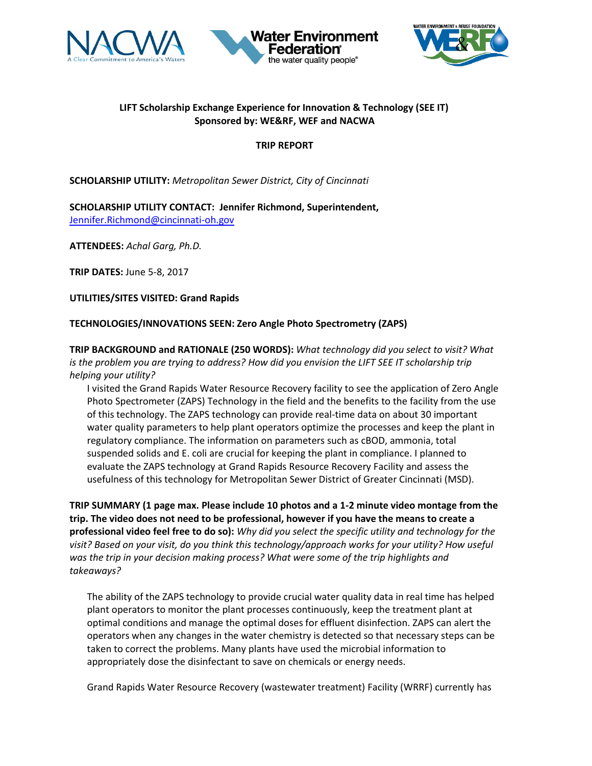**LIFT Scholarship Exchange Experience for Innovation & Technology (SEE IT)**
**Sponsored by: WE&RF, WEF and NACWA**

**TRIP REPORT**

**SCHOLARSHIP UTILITY:** *Metropolitan Sewer District, City of Cincinnati*

**SCHOLARSHIP UTILITY CONTACT: Jennifer Richmond, Superintendent,**
Jennifer.Richmond@cincinnati-oh.gov

**ATTENDEES:** *Achal Garg, Ph.D.*

**TRIP DATES:** June 5-8, 2017

**UTILITIES/SITES VISITED: Grand Rapids**

**TECHNOLOGIES/INNOVATIONS SEEN: Zero Angle Photo Spectrometry (ZAPS)**

**TRIP BACKGROUND and RATIONALE (250 WORDS):** *What technology did you select to visit? What is the problem you are trying to address? How did you envision the LIFT SEE IT scholarship trip helping your utility?*

I visited the Grand Rapids Water Resource Recovery facility to see the application of Zero Angle Photo Spectrometer (ZAPS) Technology in the field and the benefits to the facility from the use of this technology. The ZAPS technology can provide real-time data on about 30 important water quality parameters to help plant operators optimize the processes and keep the plant in regulatory compliance. The information on parameters such as cBOD, ammonia, total suspended solids and E. coli are crucial for keeping the plant in compliance. I planned to evaluate the ZAPS technology at Grand Rapids Resource Recovery Facility and assess the usefulness of this technology for Metropolitan Sewer District of Greater Cincinnati (MSD).

**TRIP SUMMARY (1 page max. Please include 10 photos and a 1-2 minute video montage from the trip. The video does not need to be professional, however if you have the means to create a professional video feel free to do so):** *Why did you select the specific utility and technology for the visit? Based on your visit, do you think this technology/approach works for your utility? How useful was the trip in your decision making process? What were some of the trip highlights and takeaways?*

The ability of the ZAPS technology to provide crucial water quality data in real time has helped plant operators to monitor the plant processes continuously, keep the treatment plant at optimal conditions and manage the optimal doses for effluent disinfection. ZAPS can alert the operators when any changes in the water chemistry is detected so that necessary steps can be taken to correct the problems. Many plants have used the microbial information to appropriately dose the disinfectant to save on chemicals or energy needs.

Grand Rapids Water Resource Recovery (wastewater treatment) Facility (WRRF) currently has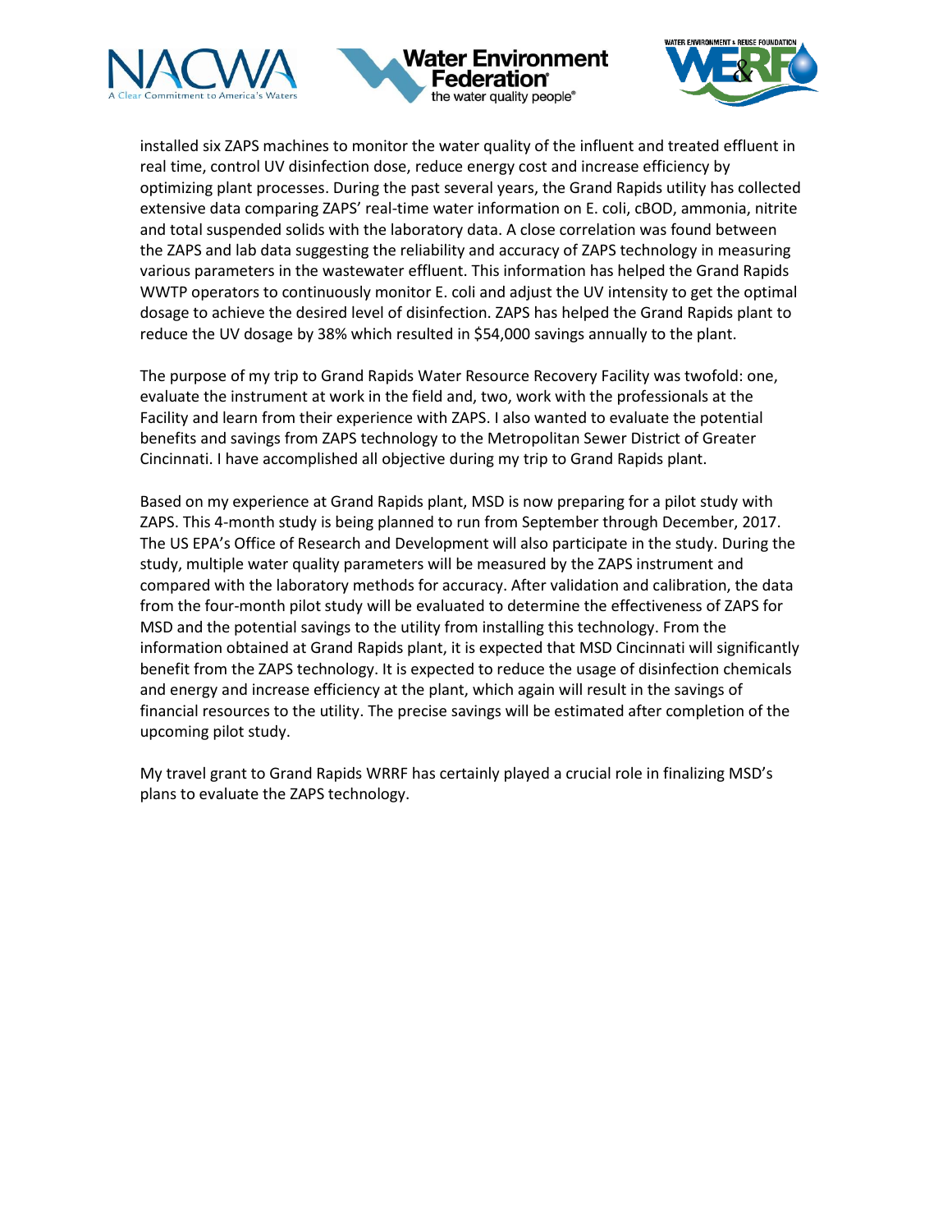installed six ZAPS machines to monitor the water quality of the influent and treated effluent in real time, control UV disinfection dose, reduce energy cost and increase efficiency by optimizing plant processes. During the past several years, the Grand Rapids utility has collected extensive data comparing ZAPS' real-time water information on E. coli, cBOD, ammonia, nitrite and total suspended solids with the laboratory data. A close correlation was found between the ZAPS and lab data suggesting the reliability and accuracy of ZAPS technology in measuring various parameters in the wastewater effluent. This information has helped the Grand Rapids WWTP operators to continuously monitor E. coli and adjust the UV intensity to get the optimal dosage to achieve the desired level of disinfection. ZAPS has helped the Grand Rapids plant to reduce the UV dosage by 38% which resulted in $54,000 savings annually to the plant.

The purpose of my trip to Grand Rapids Water Resource Recovery Facility was twofold: one, evaluate the instrument at work in the field and, two, work with the professionals at the Facility and learn from their experience with ZAPS. I also wanted to evaluate the potential benefits and savings from ZAPS technology to the Metropolitan Sewer District of Greater Cincinnati. I have accomplished all objective during my trip to Grand Rapids plant.

Based on my experience at Grand Rapids plant, MSD is now preparing for a pilot study with ZAPS. This 4-month study is being planned to run from September through December, 2017. The US EPA's Office of Research and Development will also participate in the study. During the study, multiple water quality parameters will be measured by the ZAPS instrument and compared with the laboratory methods for accuracy. After validation and calibration, the data from the four-month pilot study will be evaluated to determine the effectiveness of ZAPS for MSD and the potential savings to the utility from installing this technology. From the information obtained at Grand Rapids plant, it is expected that MSD Cincinnati will significantly benefit from the ZAPS technology. It is expected to reduce the usage of disinfection chemicals and energy and increase efficiency at the plant, which again will result in the savings of financial resources to the utility. The precise savings will be estimated after completion of the upcoming pilot study.

My travel grant to Grand Rapids WRRF has certainly played a crucial role in finalizing MSD's plans to evaluate the ZAPS technology.